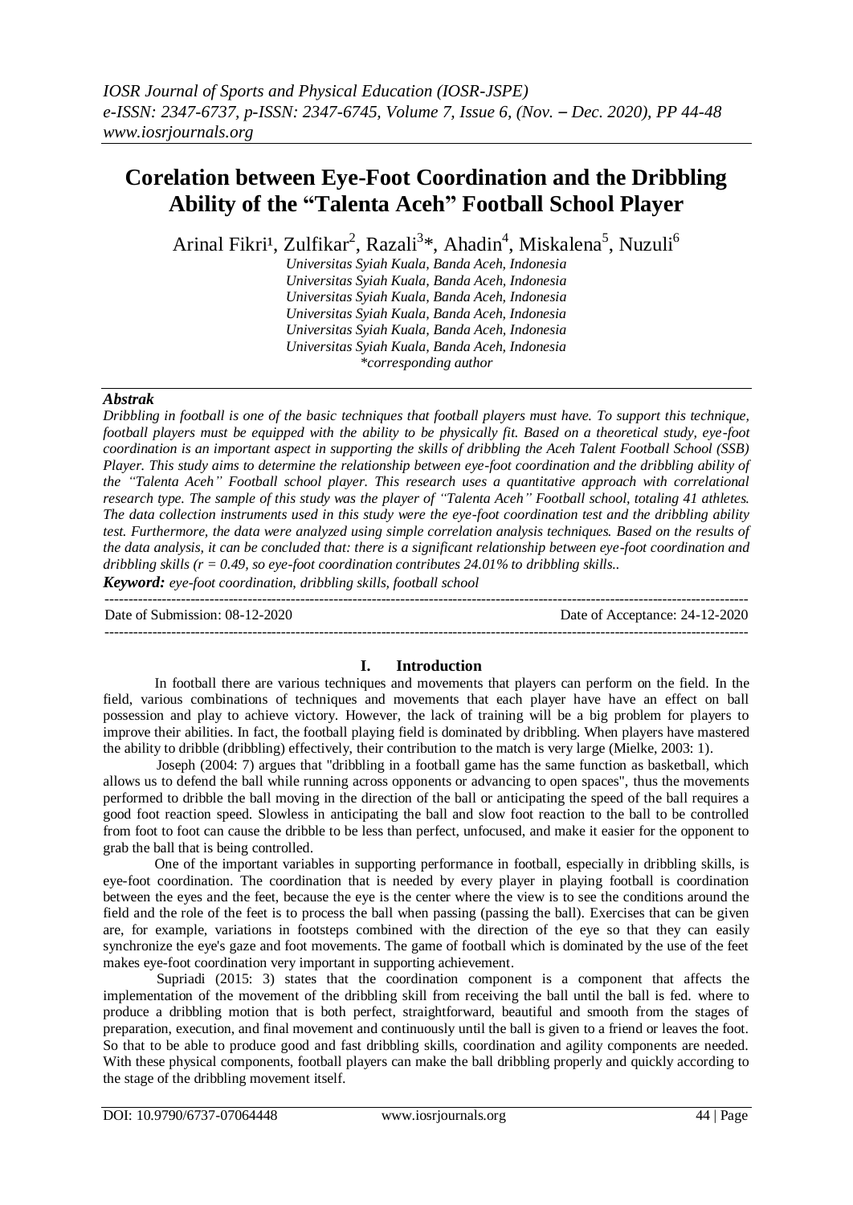# Corelation between Eye-Foot Coordination and the Dribbling Ability of the "Talenta Aceh" Football School Player

Arinal Fikri[1], Zulfikar[2], Razali[3]*, Ahadin[4], Miskalena[5], Nuzuli[6]

*Universitas Syiah Kuala, Banda Aceh, Indonesia*
*Universitas Syiah Kuala, Banda Aceh, Indonesia*
*Universitas Syiah Kuala, Banda Aceh, Indonesia*
*Universitas Syiah Kuala, Banda Aceh, Indonesia*
*Universitas Syiah Kuala, Banda Aceh, Indonesia*
*Universitas Syiah Kuala, Banda Aceh, Indonesia*
**corresponding author*

***Abstrak***

*Dribbling in football is one of the basic techniques that football players must have. To support this technique, football players must be equipped with the ability to be physically fit. Based on a theoretical study, eye-foot coordination is an important aspect in supporting the skills of dribbling the Aceh Talent Football School (SSB) Player. This study aims to determine the relationship between eye-foot coordination and the dribbling ability of the "Talenta Aceh" Football school player. This research uses a quantitative approach with correlational research type. The sample of this study was the player of "Talenta Aceh" Football school, totaling 41 athletes. The data collection instruments used in this study were the eye-foot coordination test and the dribbling ability test. Furthermore, the data were analyzed using simple correlation analysis techniques. Based on the results of the data analysis, it can be concluded that: there is a significant relationship between eye-foot coordination and dribbling skills (r = 0.49, so eye-foot coordination contributes 24.01% to dribbling skills..*

***Keyword:*** *eye-foot coordination, dribbling skills, football school*

---

Date of Submission: 08-12-2020 &nbsp;&nbsp;&nbsp;&nbsp;&nbsp;&nbsp;&nbsp;&nbsp; Date of Acceptance: 24-12-2020

---

## I. Introduction

In football there are various techniques and movements that players can perform on the field. In the field, various combinations of techniques and movements that each player have have an effect on ball possession and play to achieve victory. However, the lack of training will be a big problem for players to improve their abilities. In fact, the football playing field is dominated by dribbling. When players have mastered the ability to dribble (dribbling) effectively, their contribution to the match is very large (Mielke, 2003: 1).

Joseph (2004: 7) argues that "dribbling in a football game has the same function as basketball, which allows us to defend the ball while running across opponents or advancing to open spaces", thus the movements performed to dribble the ball moving in the direction of the ball or anticipating the speed of the ball requires a good foot reaction speed. Slowless in anticipating the ball and slow foot reaction to the ball to be controlled from foot to foot can cause the dribble to be less than perfect, unfocused, and make it easier for the opponent to grab the ball that is being controlled.

One of the important variables in supporting performance in football, especially in dribbling skills, is eye-foot coordination. The coordination that is needed by every player in playing football is coordination between the eyes and the feet, because the eye is the center where the view is to see the conditions around the field and the role of the feet is to process the ball when passing (passing the ball). Exercises that can be given are, for example, variations in footsteps combined with the direction of the eye so that they can easily synchronize the eye's gaze and foot movements. The game of football which is dominated by the use of the feet makes eye-foot coordination very important in supporting achievement.

Supriadi (2015: 3) states that the coordination component is a component that affects the implementation of the movement of the dribbling skill from receiving the ball until the ball is fed. where to produce a dribbling motion that is both perfect, straightforward, beautiful and smooth from the stages of preparation, execution, and final movement and continuously until the ball is given to a friend or leaves the foot. So that to be able to produce good and fast dribbling skills, coordination and agility components are needed. With these physical components, football players can make the ball dribbling properly and quickly according to the stage of the dribbling movement itself.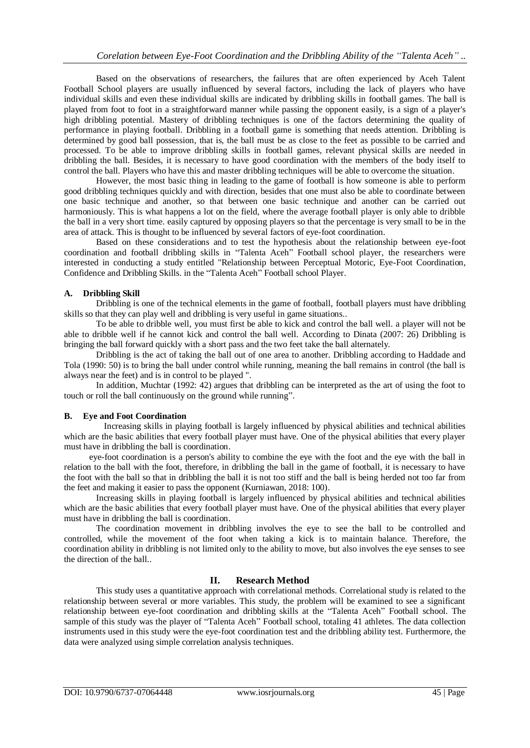Based on the observations of researchers, the failures that are often experienced by Aceh Talent Football School players are usually influenced by several factors, including the lack of players who have individual skills and even these individual skills are indicated by dribbling skills in football games. The ball is played from foot to foot in a straightforward manner while passing the opponent easily, is a sign of a player's high dribbling potential. Mastery of dribbling techniques is one of the factors determining the quality of performance in playing football. Dribbling in a football game is something that needs attention. Dribbling is determined by good ball possession, that is, the ball must be as close to the feet as possible to be carried and processed. To be able to improve dribbling skills in football games, relevant physical skills are needed in dribbling the ball. Besides, it is necessary to have good coordination with the members of the body itself to control the ball. Players who have this and master dribbling techniques will be able to overcome the situation.

However, the most basic thing in leading to the game of football is how someone is able to perform good dribbling techniques quickly and with direction, besides that one must also be able to coordinate between one basic technique and another, so that between one basic technique and another can be carried out harmoniously. This is what happens a lot on the field, where the average football player is only able to dribble the ball in a very short time. easily captured by opposing players so that the percentage is very small to be in the area of attack. This is thought to be influenced by several factors of eye-foot coordination.

Based on these considerations and to test the hypothesis about the relationship between eye-foot coordination and football dribbling skills in "Talenta Aceh" Football school player, the researchers were interested in conducting a study entitled "Relationship between Perceptual Motoric, Eye-Foot Coordination, Confidence and Dribbling Skills. in the "Talenta Aceh" Football school Player.

### A. Dribbling Skill

Dribbling is one of the technical elements in the game of football, football players must have dribbling skills so that they can play well and dribbling is very useful in game situations..

To be able to dribble well, you must first be able to kick and control the ball well. a player will not be able to dribble well if he cannot kick and control the ball well. According to Dinata (2007: 26) Dribbling is bringing the ball forward quickly with a short pass and the two feet take the ball alternately.

Dribbling is the act of taking the ball out of one area to another. Dribbling according to Haddade and Tola (1990: 50) is to bring the ball under control while running, meaning the ball remains in control (the ball is always near the feet) and is in control to be played ".

In addition, Muchtar (1992: 42) argues that dribbling can be interpreted as the art of using the foot to touch or roll the ball continuously on the ground while running".

### B. Eye and Foot Coordination

Increasing skills in playing football is largely influenced by physical abilities and technical abilities which are the basic abilities that every football player must have. One of the physical abilities that every player must have in dribbling the ball is coordination.

eye-foot coordination is a person's ability to combine the eye with the foot and the eye with the ball in relation to the ball with the foot, therefore, in dribbling the ball in the game of football, it is necessary to have the foot with the ball so that in dribbling the ball it is not too stiff and the ball is being herded not too far from the feet and making it easier to pass the opponent (Kurniawan, 2018: 100).

Increasing skills in playing football is largely influenced by physical abilities and technical abilities which are the basic abilities that every football player must have. One of the physical abilities that every player must have in dribbling the ball is coordination.

The coordination movement in dribbling involves the eye to see the ball to be controlled and controlled, while the movement of the foot when taking a kick is to maintain balance. Therefore, the coordination ability in dribbling is not limited only to the ability to move, but also involves the eye senses to see the direction of the ball..

## II. Research Method

This study uses a quantitative approach with correlational methods. Correlational study is related to the relationship between several or more variables. This study, the problem will be examined to see a significant relationship between eye-foot coordination and dribbling skills at the "Talenta Aceh" Football school. The sample of this study was the player of "Talenta Aceh" Football school, totaling 41 athletes. The data collection instruments used in this study were the eye-foot coordination test and the dribbling ability test. Furthermore, the data were analyzed using simple correlation analysis techniques.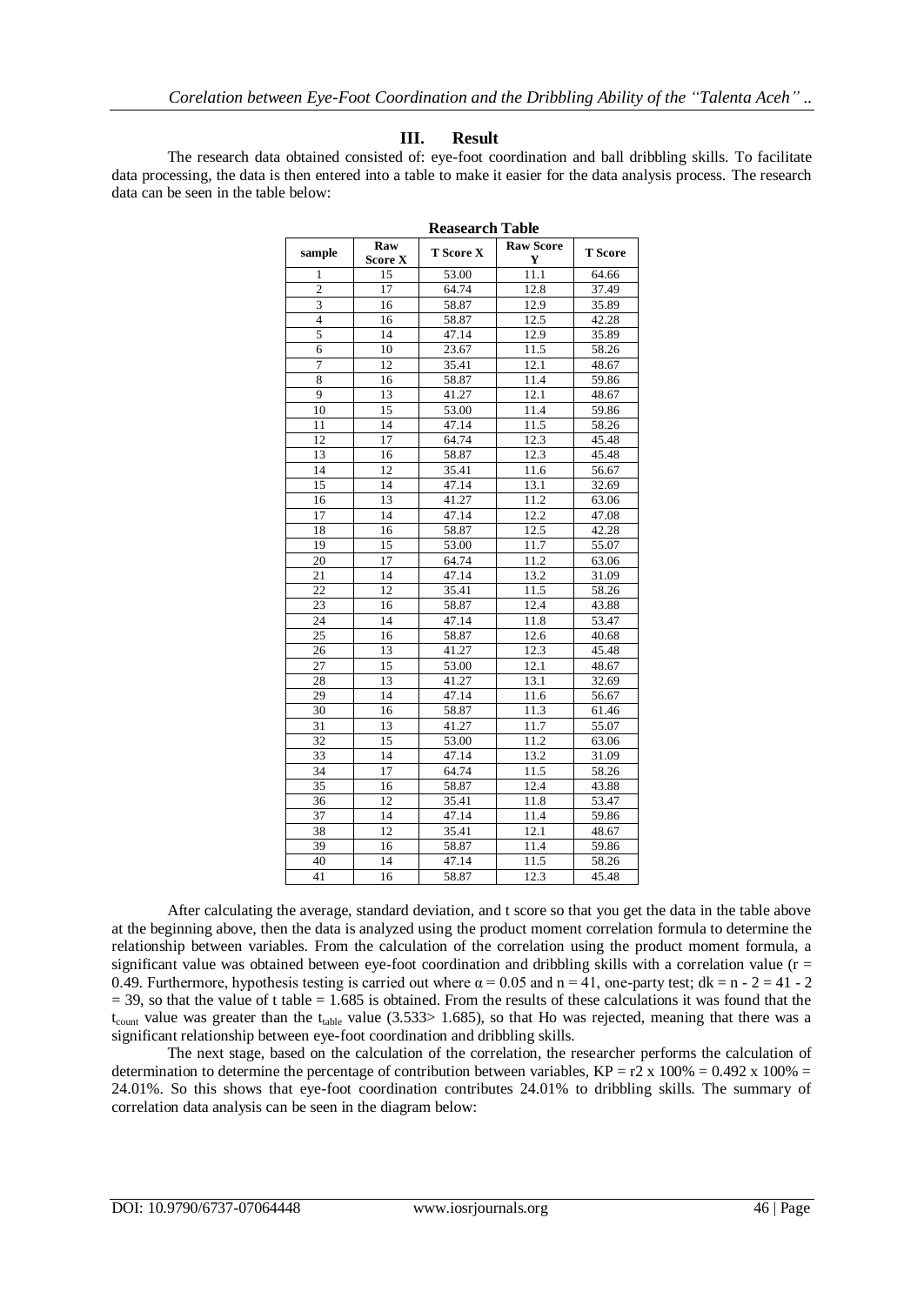## III. Result

The research data obtained consisted of: eye-foot coordination and ball dribbling skills. To facilitate data processing, the data is then entered into a table to make it easier for the data analysis process. The research data can be seen in the table below:

**Reasearch Table**

| sample | Raw Score X | T Score X | Raw Score Y | T Score |
|---|---|---|---|---|
| 1 | 15 | 53.00 | 11.1 | 64.66 |
| 2 | 17 | 64.74 | 12.8 | 37.49 |
| 3 | 16 | 58.87 | 12.9 | 35.89 |
| 4 | 16 | 58.87 | 12.5 | 42.28 |
| 5 | 14 | 47.14 | 12.9 | 35.89 |
| 6 | 10 | 23.67 | 11.5 | 58.26 |
| 7 | 12 | 35.41 | 12.1 | 48.67 |
| 8 | 16 | 58.87 | 11.4 | 59.86 |
| 9 | 13 | 41.27 | 12.1 | 48.67 |
| 10 | 15 | 53.00 | 11.4 | 59.86 |
| 11 | 14 | 47.14 | 11.5 | 58.26 |
| 12 | 17 | 64.74 | 12.3 | 45.48 |
| 13 | 16 | 58.87 | 12.3 | 45.48 |
| 14 | 12 | 35.41 | 11.6 | 56.67 |
| 15 | 14 | 47.14 | 13.1 | 32.69 |
| 16 | 13 | 41.27 | 11.2 | 63.06 |
| 17 | 14 | 47.14 | 12.2 | 47.08 |
| 18 | 16 | 58.87 | 12.5 | 42.28 |
| 19 | 15 | 53.00 | 11.7 | 55.07 |
| 20 | 17 | 64.74 | 11.2 | 63.06 |
| 21 | 14 | 47.14 | 13.2 | 31.09 |
| 22 | 12 | 35.41 | 11.5 | 58.26 |
| 23 | 16 | 58.87 | 12.4 | 43.88 |
| 24 | 14 | 47.14 | 11.8 | 53.47 |
| 25 | 16 | 58.87 | 12.6 | 40.68 |
| 26 | 13 | 41.27 | 12.3 | 45.48 |
| 27 | 15 | 53.00 | 12.1 | 48.67 |
| 28 | 13 | 41.27 | 13.1 | 32.69 |
| 29 | 14 | 47.14 | 11.6 | 56.67 |
| 30 | 16 | 58.87 | 11.3 | 61.46 |
| 31 | 13 | 41.27 | 11.7 | 55.07 |
| 32 | 15 | 53.00 | 11.2 | 63.06 |
| 33 | 14 | 47.14 | 13.2 | 31.09 |
| 34 | 17 | 64.74 | 11.5 | 58.26 |
| 35 | 16 | 58.87 | 12.4 | 43.88 |
| 36 | 12 | 35.41 | 11.8 | 53.47 |
| 37 | 14 | 47.14 | 11.4 | 59.86 |
| 38 | 12 | 35.41 | 12.1 | 48.67 |
| 39 | 16 | 58.87 | 11.4 | 59.86 |
| 40 | 14 | 47.14 | 11.5 | 58.26 |
| 41 | 16 | 58.87 | 12.3 | 45.48 |

After calculating the average, standard deviation, and t score so that you get the data in the table above at the beginning above, then the data is analyzed using the product moment correlation formula to determine the relationship between variables. From the calculation of the correlation using the product moment formula, a significant value was obtained between eye-foot coordination and dribbling skills with a correlation value ($r = 0.49$. Furthermore, hypothesis testing is carried out where $\alpha = 0.05$ and $n = 41$, one-party test; $dk = n - 2 = 41 - 2 = 39$, so that the value of t table = 1.685 is obtained. From the results of these calculations it was found that the $t_{count}$ value was greater than the $t_{table}$ value ($3.533 > 1.685$), so that Ho was rejected, meaning that there was a significant relationship between eye-foot coordination and dribbling skills.

The next stage, based on the calculation of the correlation, the researcher performs the calculation of determination to determine the percentage of contribution between variables, KP = r2 x 100% = 0.492 x 100% = 24.01%. So this shows that eye-foot coordination contributes 24.01% to dribbling skills. The summary of correlation data analysis can be seen in the diagram below: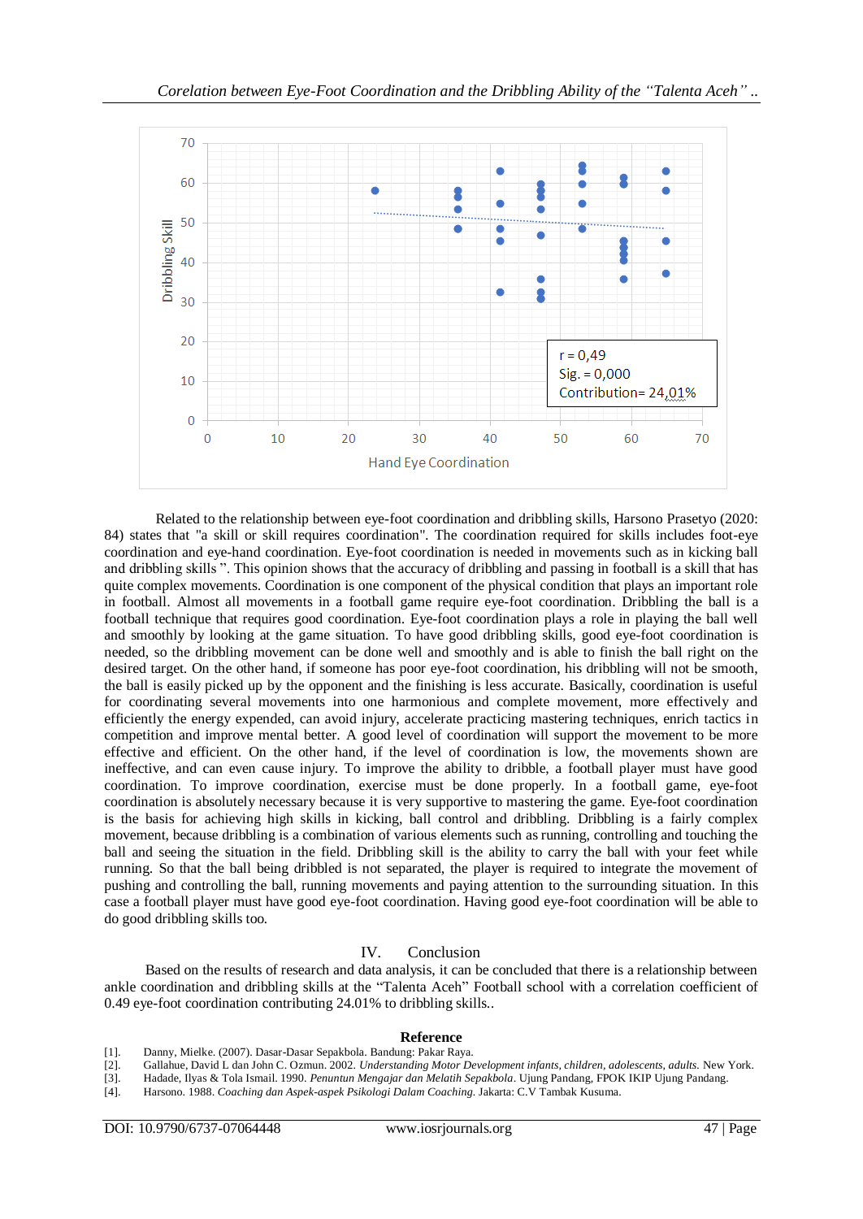r = 0,49
Sig. = 0,000
Contribution= 24,01%

Related to the relationship between eye-foot coordination and dribbling skills, Harsono Prasetyo (2020: 84) states that "a skill or skill requires coordination". The coordination required for skills includes foot-eye coordination and eye-hand coordination. Eye-foot coordination is needed in movements such as in kicking ball and dribbling skills ". This opinion shows that the accuracy of dribbling and passing in football is a skill that has quite complex movements. Coordination is one component of the physical condition that plays an important role in football. Almost all movements in a football game require eye-foot coordination. Dribbling the ball is a football technique that requires good coordination. Eye-foot coordination plays a role in playing the ball well and smoothly by looking at the game situation. To have good dribbling skills, good eye-foot coordination is needed, so the dribbling movement can be done well and smoothly and is able to finish the ball right on the desired target. On the other hand, if someone has poor eye-foot coordination, his dribbling will not be smooth, the ball is easily picked up by the opponent and the finishing is less accurate. Basically, coordination is useful for coordinating several movements into one harmonious and complete movement, more effectively and efficiently the energy expended, can avoid injury, accelerate practicing mastering techniques, enrich tactics in competition and improve mental better. A good level of coordination will support the movement to be more effective and efficient. On the other hand, if the level of coordination is low, the movements shown are ineffective, and can even cause injury. To improve the ability to dribble, a football player must have good coordination. To improve coordination, exercise must be done properly. In a football game, eye-foot coordination is absolutely necessary because it is very supportive to mastering the game. Eye-foot coordination is the basis for achieving high skills in kicking, ball control and dribbling. Dribbling is a fairly complex movement, because dribbling is a combination of various elements such as running, controlling and touching the ball and seeing the situation in the field. Dribbling skill is the ability to carry the ball with your feet while running. So that the ball being dribbled is not separated, the player is required to integrate the movement of pushing and controlling the ball, running movements and paying attention to the surrounding situation. In this case a football player must have good eye-foot coordination. Having good eye-foot coordination will be able to do good dribbling skills too.

## IV. Conclusion

Based on the results of research and data analysis, it can be concluded that there is a relationship between ankle coordination and dribbling skills at the "Talenta Aceh" Football school with a correlation coefficient of 0.49 eye-foot coordination contributing 24.01% to dribbling skills..

## Reference

[1]. Danny, Mielke. (2007). Dasar-Dasar Sepakbola. Bandung: Pakar Raya.
[2]. Gallahue, David L dan John C. Ozmun. 2002. *Understanding Motor Development infants, children, adolescents, adults.* New York.
[3]. Hadade, Ilyas & Tola Ismail. 1990. *Penuntun Mengajar dan Melatih Sepakbola*. Ujung Pandang, FPOK IKIP Ujung Pandang.
[4]. Harsono. 1988. *Coaching dan Aspek-aspek Psikologi Dalam Coaching.* Jakarta: C.V Tambak Kusuma.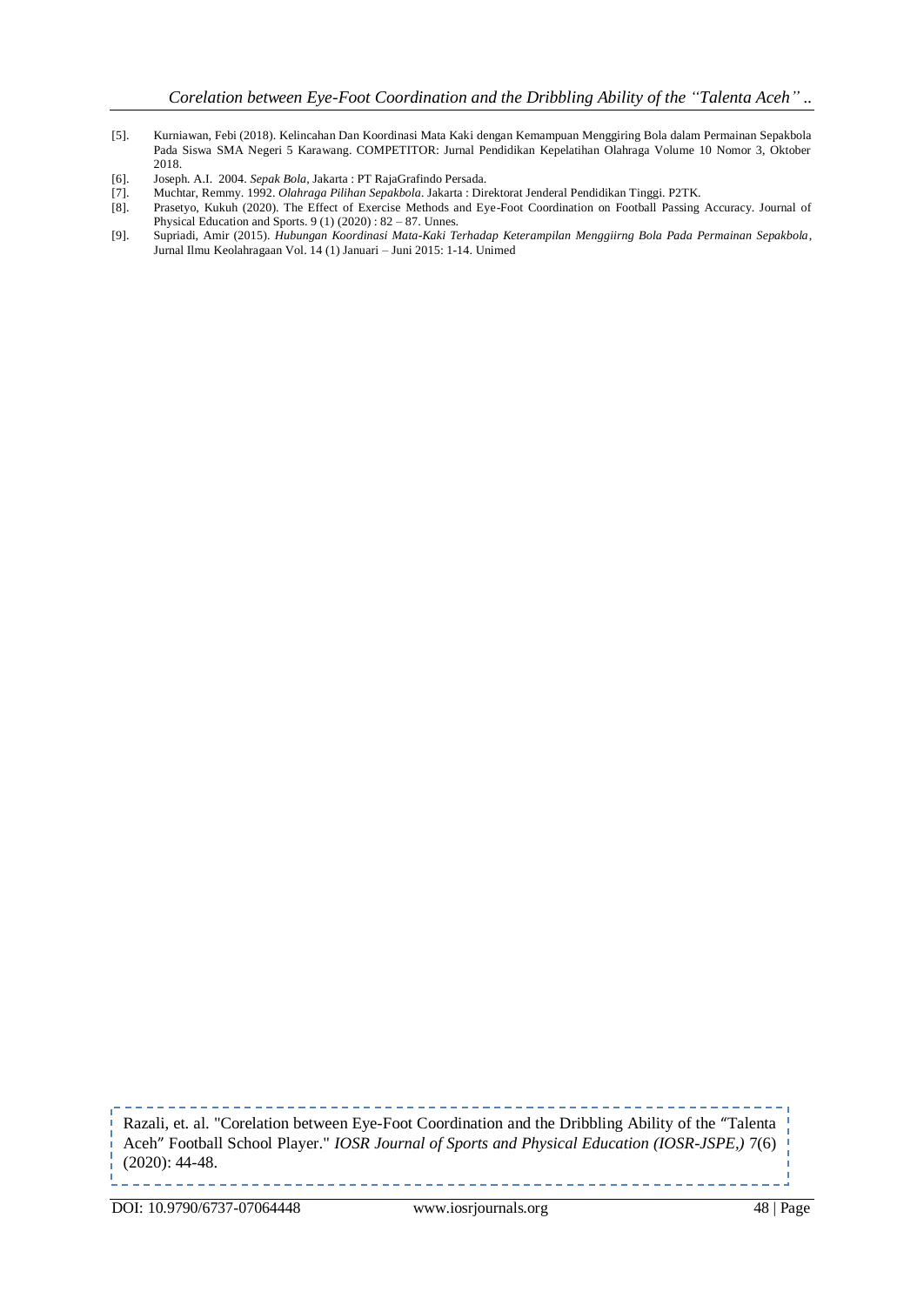[5]. Kurniawan, Febi (2018). Kelincahan Dan Koordinasi Mata Kaki dengan Kemampuan Menggiring Bola dalam Permainan Sepakbola Pada Siswa SMA Negeri 5 Karawang. COMPETITOR: Jurnal Pendidikan Kepelatihan Olahraga Volume 10 Nomor 3, Oktober 2018.

[6]. Joseph. A.I. 2004. *Sepak Bola*, Jakarta : PT RajaGrafindo Persada.

[7]. Muchtar, Remmy. 1992. *Olahraga Pilihan Sepakbola*. Jakarta : Direktorat Jenderal Pendidikan Tinggi. P2TK.

[8]. Prasetyo, Kukuh (2020). The Effect of Exercise Methods and Eye-Foot Coordination on Football Passing Accuracy. Journal of Physical Education and Sports. 9 (1) (2020) : 82 – 87. Unnes.

[9]. Supriadi, Amir (2015). *Hubungan Koordinasi Mata-Kaki Terhadap Keterampilan Menggiirng Bola Pada Permainan Sepakbola*, Jurnal Ilmu Keolahragaan Vol. 14 (1) Januari – Juni 2015: 1-14. Unimed

Razali, et. al. "Corelation between Eye-Foot Coordination and the Dribbling Ability of the "Talenta Aceh" Football School Player." *IOSR Journal of Sports and Physical Education (IOSR-JSPE,)* 7(6) (2020): 44-48.